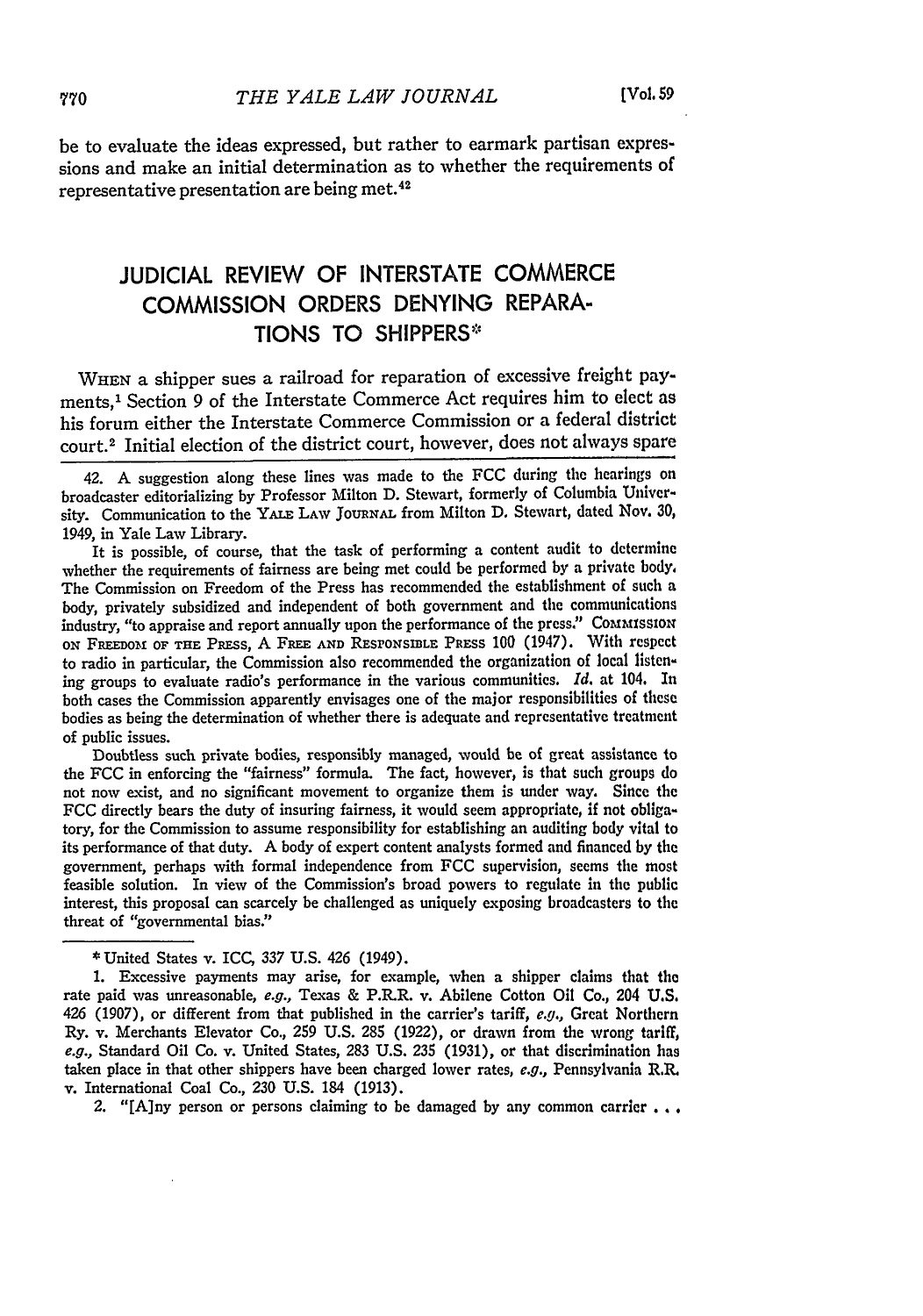be to evaluate the ideas expressed, but rather to earmark partisan expressions and make an initial determination as to whether the requirements of representative presentation are being met.[42]

## JUDICIAL REVIEW OF INTERSTATE COMMERCE COMMISSION ORDERS DENYING REPARATIONS TO SHIPPERS*

WHEN a shipper sues a railroad for reparation of excessive freight payments,[1] Section 9 of the Interstate Commerce Act requires him to elect as his forum either the Interstate Commerce Commission or a federal district court.[2] Initial election of the district court, however, does not always spare

---

42. A suggestion along these lines was made to the FCC during the hearings on broadcaster editorializing by Professor Milton D. Stewart, formerly of Columbia University. Communication to the YALE LAW JOURNAL from Milton D. Stewart, dated Nov. 30, 1949, in Yale Law Library.

It is possible, of course, that the task of performing a content audit to determine whether the requirements of fairness are being met could be performed by a private body. The Commission on Freedom of the Press has recommended the establishment of such a body, privately subsidized and independent of both government and the communications industry, "to appraise and report annually upon the performance of the press." COMMISSION ON FREEDOM OF THE PRESS, A FREE AND RESPONSIBLE PRESS 100 (1947). With respect to radio in particular, the Commission also recommended the organization of local listening groups to evaluate radio's performance in the various communities. *Id.* at 104. In both cases the Commission apparently envisages one of the major responsibilities of these bodies as being the determination of whether there is adequate and representative treatment of public issues.

Doubtless such private bodies, responsibly managed, would be of great assistance to the FCC in enforcing the "fairness" formula. The fact, however, is that such groups do not now exist, and no significant movement to organize them is under way. Since the FCC directly bears the duty of insuring fairness, it would seem appropriate, if not obligatory, for the Commission to assume responsibility for establishing an auditing body vital to its performance of that duty. A body of expert content analysts formed and financed by the government, perhaps with formal independence from FCC supervision, seems the most feasible solution. In view of the Commission's broad powers to regulate in the public interest, this proposal can scarcely be challenged as uniquely exposing broadcasters to the threat of "governmental bias."

\* United States v. ICC, 337 U.S. 426 (1949).

1. Excessive payments may arise, for example, when a shipper claims that the rate paid was unreasonable, *e.g.*, Texas & P.R.R. v. Abilene Cotton Oil Co., 204 U.S. 426 (1907), or different from that published in the carrier's tariff, *e.g.*, Great Northern Ry. v. Merchants Elevator Co., 259 U.S. 285 (1922), or drawn from the wrong tariff, *e.g.*, Standard Oil Co. v. United States, 283 U.S. 235 (1931), or that discrimination has taken place in that other shippers have been charged lower rates, *e.g.*, Pennsylvania R.R. v. International Coal Co., 230 U.S. 184 (1913).

2. "[A]ny person or persons claiming to be damaged by any common carrier . . .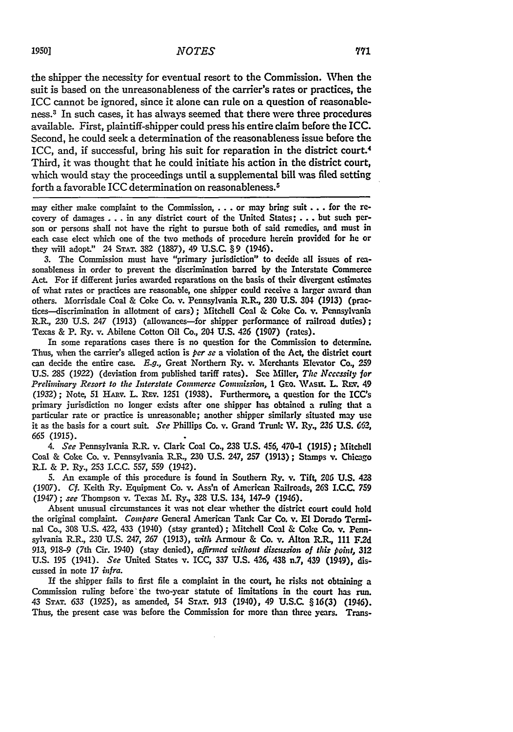the shipper the necessity for eventual resort to the Commission. When the suit is based on the unreasonableness of the carrier's rates or practices, the ICC cannot be ignored, since it alone can rule on a question of reasonableness.[3] In such cases, it has always seemed that there were three procedures available. First, plaintiff-shipper could press his entire claim before the ICC. Second, he could seek a determination of the reasonableness issue before the ICC, and, if successful, bring his suit for reparation in the district court.[4] Third, it was thought that he could initiate his action in the district court, which would stay the proceedings until a supplemental bill was filed setting forth a favorable ICC determination on reasonableness.[5]

---

may either make complaint to the Commission, . . . or may bring suit . . . for the recovery of damages . . . in any district court of the United States; . . . but such person or persons shall not have the right to pursue both of said remedies, and must in each case elect which one of the two methods of procedure herein provided for he or they will adopt." 24 STAT. 382 (1887), 49 U.S.C. § 9 (1946).

3. The Commission must have "primary jurisdiction" to decide all issues of reasonableness in order to prevent the discrimination barred by the Interstate Commerce Act. For if different juries awarded reparations on the basis of their divergent estimates of what rates or practices are reasonable, one shipper could receive a larger award than others. Morrisdale Coal & Coke Co. v. Pennsylvania R.R., 230 U.S. 304 (1913) (practices—discrimination in allotment of cars); Mitchell Coal & Coke Co. v. Pennsylvania R.R., 230 U.S. 247 (1913) (allowances—for shipper performance of railroad duties); Texas & P. Ry. v. Abilene Cotton Oil Co., 204 U.S. 426 (1907) (rates).

In some reparations cases there is no question for the Commission to determine. Thus, when the carrier's alleged action is *per se* a violation of the Act, the district court can decide the entire case. *E.g.*, Great Northern Ry. v. Merchants Elevator Co., 259 U.S. 285 (1922) (deviation from published tariff rates). See Miller, *The Necessity for Preliminary Resort to the Interstate Commerce Commission*, 1 GEO. WASH. L. REV. 49 (1932); Note, 51 HARV. L. REV. 1251 (1938). Furthermore, a question for the ICC's primary jurisdiction no longer exists after one shipper has obtained a ruling that a particular rate or practice is unreasonable; another shipper similarly situated may use it as the basis for a court suit. *See* Phillips Co. v. Grand Trunk W. Ry., 236 U.S. 662, 665 (1915).

4. *See* Pennsylvania R.R. v. Clark Coal Co., 238 U.S. 456, 470–1 (1915); Mitchell Coal & Coke Co. v. Pennsylvania R.R., 230 U.S. 247, 257 (1913); Stamps v. Chicago R.I. & P. Ry., 253 I.C.C. 557, 559 (1942).

5. An example of this procedure is found in Southern Ry. v. Tift, 206 U.S. 428 (1907). *Cf.* Keith Ry. Equipment Co. v. Ass'n of American Railroads, 268 I.C.C. 759 (1947); *see* Thompson v. Texas M. Ry., 328 U.S. 134, 147–9 (1946).

Absent unusual circumstances it was not clear whether the district court could hold the original complaint. *Compare* General American Tank Car Co. v. El Dorado Terminal Co., 308 U.S. 422, 433 (1940) (stay granted); Mitchell Coal & Coke Co. v. Pennsylvania R.R., 230 U.S. 247, 267 (1913), *with* Armour & Co. v. Alton R.R., 111 F.2d 913, 918–9 (7th Cir. 1940) (stay denied), *affirmed without discussion of this point*, 312 U.S. 195 (1941). *See* United States v. ICC, 337 U.S. 426, 438 n.7, 439 (1949), discussed in note 17 *infra*.

If the shipper fails to first file a complaint in the court, he risks not obtaining a Commission ruling before the two-year statute of limitations in the court has run. 43 STAT. 633 (1925), as amended, 54 STAT. 913 (1940), 49 U.S.C. § 16(3) (1946). Thus, the present case was before the Commission for more than three years. Trans-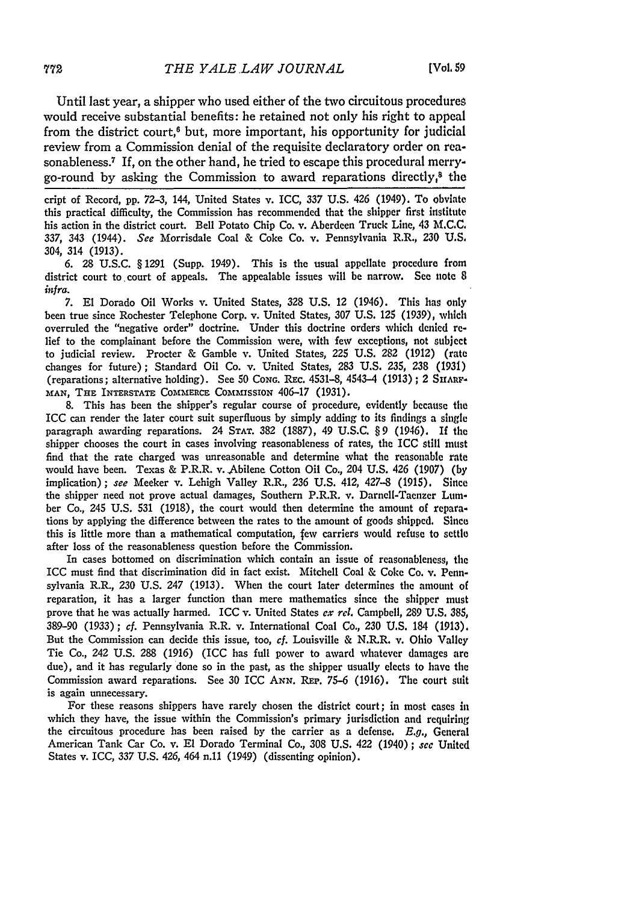Until last year, a shipper who used either of the two circuitous procedures would receive substantial benefits: he retained not only his right to appeal from the district court,[6] but, more important, his opportunity for judicial review from a Commission denial of the requisite declaratory order on reasonableness.[7] If, on the other hand, he tried to escape this procedural merry-go-round by asking the Commission to award reparations directly,[8] the

cript of Record, pp. 72-3, 144, United States v. ICC, 337 U.S. 426 (1949). To obviate this practical difficulty, the Commission has recommended that the shipper first institute his action in the district court. Bell Potato Chip Co. v. Aberdeen Truck Line, 43 M.C.C. 337, 343 (1944). *See* Morrisdale Coal & Coke Co. v. Pennsylvania R.R., 230 U.S. 304, 314 (1913).

6. 28 U.S.C. § 1291 (Supp. 1949). This is the usual appellate procedure from district court to court of appeals. The appealable issues will be narrow. See note 8 *infra*.

7. El Dorado Oil Works v. United States, 328 U.S. 12 (1946). This has only been true since Rochester Telephone Corp. v. United States, 307 U.S. 125 (1939), which overruled the "negative order" doctrine. Under this doctrine orders which denied relief to the complainant before the Commission were, with few exceptions, not subject to judicial review. Procter & Gamble v. United States, 225 U.S. 282 (1912) (rate changes for future); Standard Oil Co. v. United States, 283 U.S. 235, 238 (1931) (reparations; alternative holding). See 50 CONG. REC. 4531-8, 4543-4 (1913); 2 SHARFMAN, THE INTERSTATE COMMERCE COMMISSION 406-17 (1931).

8. This has been the shipper's regular course of procedure, evidently because the ICC can render the later court suit superfluous by simply adding to its findings a single paragraph awarding reparations. 24 STAT. 382 (1887), 49 U.S.C. § 9 (1946). If the shipper chooses the court in cases involving reasonableness of rates, the ICC still must find that the rate charged was unreasonable and determine what the reasonable rate would have been. Texas & P.R.R. v. Abilene Cotton Oil Co., 204 U.S. 426 (1907) (by implication); *see* Meeker v. Lehigh Valley R.R., 236 U.S. 412, 427-8 (1915). Since the shipper need not prove actual damages, Southern P.R.R. v. Darnell-Taenzer Lumber Co., 245 U.S. 531 (1918), the court would then determine the amount of reparations by applying the difference between the rates to the amount of goods shipped. Since this is little more than a mathematical computation, few carriers would refuse to settle after loss of the reasonableness question before the Commission.

In cases bottomed on discrimination which contain an issue of reasonableness, the ICC must find that discrimination did in fact exist. Mitchell Coal & Coke Co. v. Pennsylvania R.R., 230 U.S. 247 (1913). When the court later determines the amount of reparation, it has a larger function than mere mathematics since the shipper must prove that he was actually harmed. ICC v. United States *ex rel.* Campbell, 289 U.S. 385, 389-90 (1933); *cf.* Pennsylvania R.R. v. International Coal Co., 230 U.S. 184 (1913). But the Commission can decide this issue, too, *cf.* Louisville & N.R.R. v. Ohio Valley Tie Co., 242 U.S. 288 (1916) (ICC has full power to award whatever damages are due), and it has regularly done so in the past, as the shipper usually elects to have the Commission award reparations. See 30 ICC ANN. REP. 75-6 (1916). The court suit is again unnecessary.

For these reasons shippers have rarely chosen the district court; in most cases in which they have, the issue within the Commission's primary jurisdiction and requiring the circuitous procedure has been raised by the carrier as a defense. *E.g.*, General American Tank Car Co. v. El Dorado Terminal Co., 308 U.S. 422 (1940); *see* United States v. ICC, 337 U.S. 426, 464 n.11 (1949) (dissenting opinion).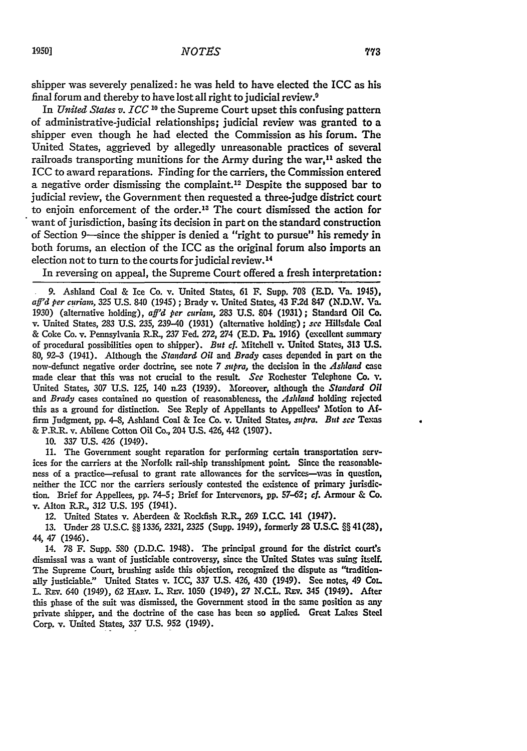shipper was severely penalized: he was held to have elected the ICC as his final forum and thereby to have lost all right to judicial review.[9]

In *United States v. ICC* [10] the Supreme Court upset this confusing pattern of administrative-judicial relationships; judicial review was granted to a shipper even though he had elected the Commission as his forum. The United States, aggrieved by allegedly unreasonable practices of several railroads transporting munitions for the Army during the war,[11] asked the ICC to award reparations. Finding for the carriers, the Commission entered a negative order dismissing the complaint.[12] Despite the supposed bar to judicial review, the Government then requested a three-judge district court to enjoin enforcement of the order.[13] The court dismissed the action for want of jurisdiction, basing its decision in part on the standard construction of Section 9—since the shipper is denied a "right to pursue" his remedy in both forums, an election of the ICC as the original forum also imports an election not to turn to the courts for judicial review.[14]

In reversing on appeal, the Supreme Court offered a fresh interpretation:

---

9. Ashland Coal & Ice Co. v. United States, 61 F. Supp. 708 (E.D. Va. 1945), *aff'd per curiam*, 325 U.S. 840 (1945); Brady v. United States, 43 F.2d 847 (N.D.W. Va. 1930) (alternative holding), *aff'd per curiam*, 283 U.S. 804 (1931); Standard Oil Co. v. United States, 283 U.S. 235, 239–40 (1931) (alternative holding); *see* Hillsdale Coal & Coke Co. v. Pennsylvania R.R., 237 Fed. 272, 274 (E.D. Pa. 1916) (excellent summary of procedural possibilities open to shipper). *But cf.* Mitchell v. United States, 313 U.S. 80, 92–3 (1941). Although the *Standard Oil* and *Brady* cases depended in part on the now-defunct negative order doctrine, see note 7 *supra*, the decision in the *Ashland* case made clear that this was not crucial to the result. *See* Rochester Telephone Co. v. United States, 307 U.S. 125, 140 n.23 (1939). Moreover, although the *Standard Oil* and *Brady* cases contained no question of reasonableness, the *Ashland* holding rejected this as a ground for distinction. See Reply of Appellants to Appellees' Motion to Affirm Judgment, pp. 4–8, Ashland Coal & Ice Co. v. United States, *supra*. *But see* Texas & P.R.R. v. Abilene Cotton Oil Co., 204 U.S. 426, 442 (1907).

10. 337 U.S. 426 (1949).

11. The Government sought reparation for performing certain transportation services for the carriers at the Norfolk rail-ship transshipment point. Since the reasonableness of a practice—refusal to grant rate allowances for the services—was in question, neither the ICC nor the carriers seriously contested the existence of primary jurisdiction. Brief for Appellees, pp. 74–5; Brief for Intervenors, pp. 57–62; *cf.* Armour & Co. v. Alton R.R., 312 U.S. 195 (1941).

12. United States v. Aberdeen & Rockfish R.R., 269 I.C.C. 141 (1947).

13. Under 28 U.S.C. §§ 1336, 2321, 2325 (Supp. 1949), formerly 28 U.S.C. §§ 41(28), 44, 47 (1946).

14. 78 F. Supp. 580 (D.D.C. 1948). The principal ground for the district court's dismissal was a want of justiciable controversy, since the United States was suing itself. The Supreme Court, brushing aside this objection, recognized the dispute as "traditionally justiciable." United States v. ICC, 337 U.S. 426, 430 (1949). See notes, 49 Col. L. Rev. 640 (1949), 62 Harv. L. Rev. 1050 (1949), 27 N.C.L. Rev. 345 (1949). After this phase of the suit was dismissed, the Government stood in the same position as any private shipper, and the doctrine of the case has been so applied. Great Lakes Steel Corp. v. United States, 337 U.S. 952 (1949).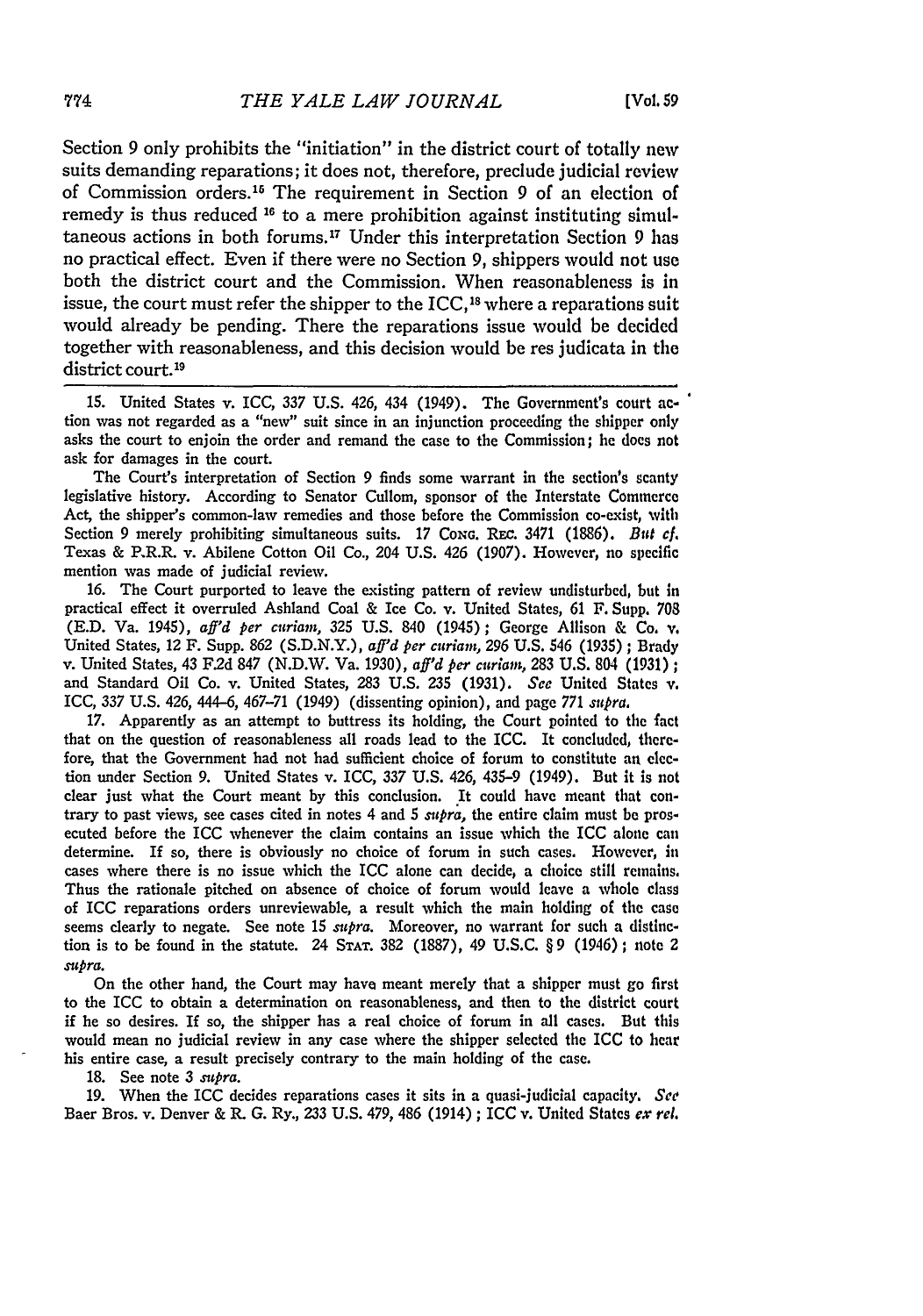Section 9 only prohibits the "initiation" in the district court of totally new suits demanding reparations; it does not, therefore, preclude judicial review of Commission orders.[15] The requirement in Section 9 of an election of remedy is thus reduced [16] to a mere prohibition against instituting simultaneous actions in both forums.[17] Under this interpretation Section 9 has no practical effect. Even if there were no Section 9, shippers would not use both the district court and the Commission. When reasonableness is in issue, the court must refer the shipper to the ICC,[18] where a reparations suit would already be pending. There the reparations issue would be decided together with reasonableness, and this decision would be res judicata in the district court.[19]

---

15. United States v. ICC, 337 U.S. 426, 434 (1949). The Government's court action was not regarded as a "new" suit since in an injunction proceeding the shipper only asks the court to enjoin the order and remand the case to the Commission; he does not ask for damages in the court.

The Court's interpretation of Section 9 finds some warrant in the section's scanty legislative history. According to Senator Cullom, sponsor of the Interstate Commerce Act, the shipper's common-law remedies and those before the Commission co-exist, with Section 9 merely prohibiting simultaneous suits. 17 CONG. REC. 3471 (1886). *But cf.* Texas & P.R.R. v. Abilene Cotton Oil Co., 204 U.S. 426 (1907). However, no specific mention was made of judicial review.

16. The Court purported to leave the existing pattern of review undisturbed, but in practical effect it overruled Ashland Coal & Ice Co. v. United States, 61 F. Supp. 708 (E.D. Va. 1945), *aff'd per curiam*, 325 U.S. 840 (1945); George Allison & Co. v. United States, 12 F. Supp. 862 (S.D.N.Y.), *aff'd per curiam*, 296 U.S. 546 (1935); Brady v. United States, 43 F.2d 847 (N.D.W. Va. 1930), *aff'd per curiam*, 283 U.S. 804 (1931); and Standard Oil Co. v. United States, 283 U.S. 235 (1931). *See* United States v. ICC, 337 U.S. 426, 444–6, 467–71 (1949) (dissenting opinion), and page 771 *supra*.

17. Apparently as an attempt to buttress its holding, the Court pointed to the fact that on the question of reasonableness all roads lead to the ICC. It concluded, therefore, that the Government had not had sufficient choice of forum to constitute an election under Section 9. United States v. ICC, 337 U.S. 426, 435–9 (1949). But it is not clear just what the Court meant by this conclusion. It could have meant that contrary to past views, see cases cited in notes 4 and 5 *supra*, the entire claim must be prosecuted before the ICC whenever the claim contains an issue which the ICC alone can determine. If so, there is obviously no choice of forum in such cases. However, in cases where there is no issue which the ICC alone can decide, a choice still remains. Thus the rationale pitched on absence of choice of forum would leave a whole class of ICC reparations orders unreviewable, a result which the main holding of the case seems clearly to negate. See note 15 *supra*. Moreover, no warrant for such a distinction is to be found in the statute. 24 STAT. 382 (1887), 49 U.S.C. § 9 (1946); note 2 *supra*.

On the other hand, the Court may have meant merely that a shipper must go first to the ICC to obtain a determination on reasonableness, and then to the district court if he so desires. If so, the shipper has a real choice of forum in all cases. But this would mean no judicial review in any case where the shipper selected the ICC to hear his entire case, a result precisely contrary to the main holding of the case.

18. See note 3 *supra*.

19. When the ICC decides reparations cases it sits in a quasi-judicial capacity. *See* Baer Bros. v. Denver & R. G. Ry., 233 U.S. 479, 486 (1914); ICC v. United States *ex rel.*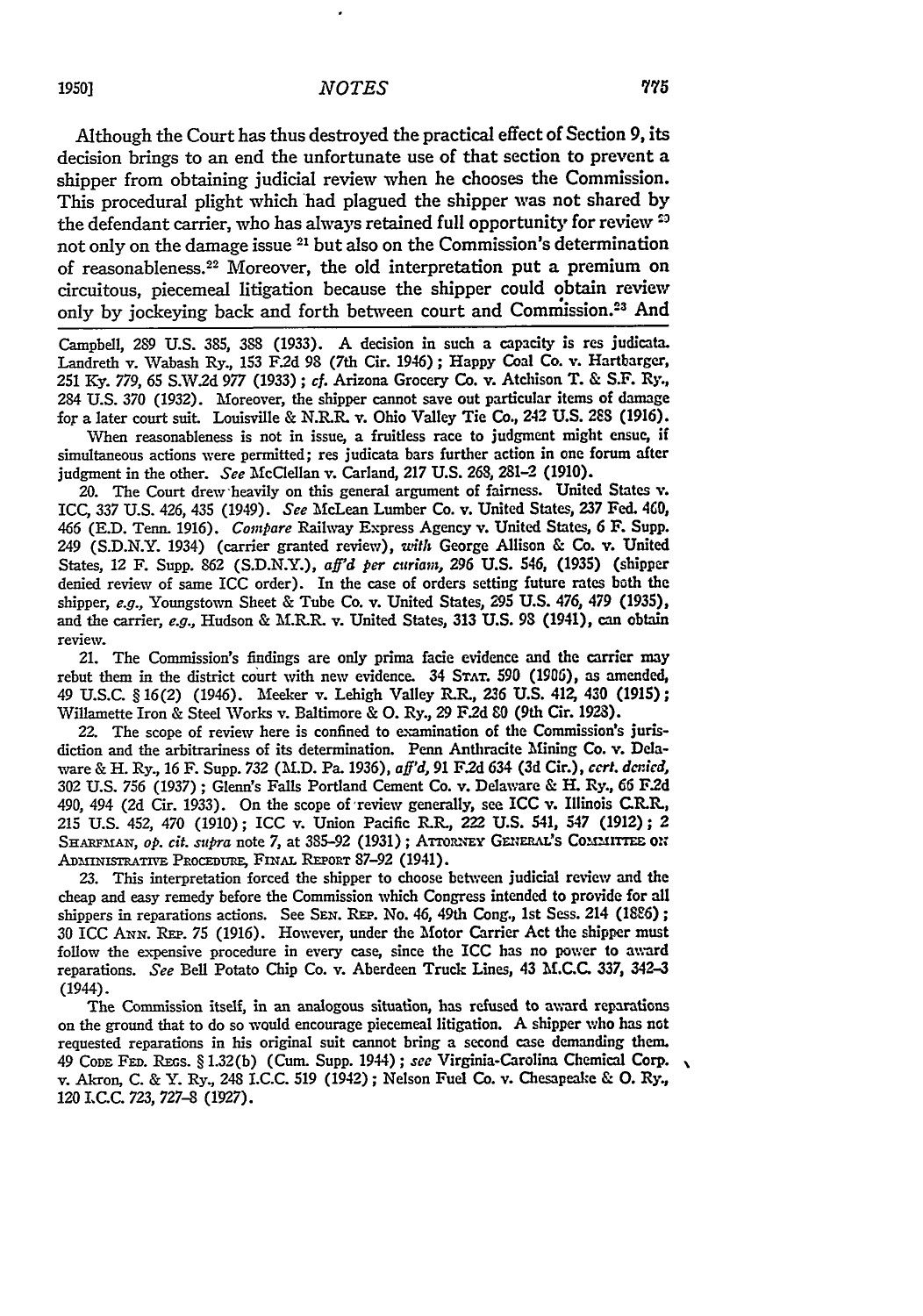Although the Court has thus destroyed the practical effect of Section 9, its decision brings to an end the unfortunate use of that section to prevent a shipper from obtaining judicial review when he chooses the Commission. This procedural plight which had plagued the shipper was not shared by the defendant carrier, who has always retained full opportunity for review [20] not only on the damage issue [21] but also on the Commission's determination of reasonableness.[22] Moreover, the old interpretation put a premium on circuitous, piecemeal litigation because the shipper could obtain review only by jockeying back and forth between court and Commission.[23] And

Campbell, 289 U.S. 385, 388 (1933). A decision in such a capacity is res judicata. Landreth v. Wabash Ry., 153 F.2d 98 (7th Cir. 1946); Happy Coal Co. v. Hartbarger, 251 Ky. 779, 65 S.W.2d 977 (1933); *cf.* Arizona Grocery Co. v. Atchison T. & S.F. Ry., 284 U.S. 370 (1932). Moreover, the shipper cannot save out particular items of damage for a later court suit. Louisville & N.R.R. v. Ohio Valley Tie Co., 242 U.S. 288 (1916).

When reasonableness is not in issue, a fruitless race to judgment might ensue, if simultaneous actions were permitted; res judicata bars further action in one forum after judgment in the other. *See* McClellan v. Carland, 217 U.S. 268, 281-2 (1910).

20. The Court drew heavily on this general argument of fairness. United States v. ICC, 337 U.S. 426, 435 (1949). *See* McLean Lumber Co. v. United States, 237 Fed. 460, 466 (E.D. Tenn. 1916). *Compare* Railway Express Agency v. United States, 6 F. Supp. 249 (S.D.N.Y. 1934) (carrier granted review), *with* George Allison & Co. v. United States, 12 F. Supp. 862 (S.D.N.Y.), *aff'd per curiam*, 296 U.S. 546, (1935) (shipper denied review of same ICC order). In the case of orders setting future rates both the shipper, *e.g.*, Youngstown Sheet & Tube Co. v. United States, 295 U.S. 476, 479 (1935), and the carrier, *e.g.*, Hudson & M.R.R. v. United States, 313 U.S. 98 (1941), can obtain review.

21. The Commission's findings are only prima facie evidence and the carrier may rebut them in the district court with new evidence. 34 STAT. 590 (1906), as amended, 49 U.S.C. § 16(2) (1946). Meeker v. Lehigh Valley R.R., 236 U.S. 412, 430 (1915); Willamette Iron & Steel Works v. Baltimore & O. Ry., 29 F.2d 80 (9th Cir. 1928).

22. The scope of review here is confined to examination of the Commission's jurisdiction and the arbitrariness of its determination. Penn Anthracite Mining Co. v. Delaware & H. Ry., 16 F. Supp. 732 (M.D. Pa. 1936), *aff'd*, 91 F.2d 634 (3d Cir.), *cert. denied*, 302 U.S. 756 (1937); Glenn's Falls Portland Cement Co. v. Delaware & H. Ry., 66 F.2d 490, 494 (2d Cir. 1933). On the scope of review generally, see ICC v. Illinois C.R.R., 215 U.S. 452, 470 (1910); ICC v. Union Pacific R.R., 222 U.S. 541, 547 (1912); 2 SHARFMAN, *op. cit. supra* note 7, at 385-92 (1931); ATTORNEY GENERAL'S COMMITTEE ON ADMINISTRATIVE PROCEDURE, FINAL REPORT 87-92 (1941).

23. This interpretation forced the shipper to choose between judicial review and the cheap and easy remedy before the Commission which Congress intended to provide for all shippers in reparations actions. See SEN. REP. No. 46, 49th Cong., 1st Sess. 214 (1886); 30 ICC ANN. REP. 75 (1916). However, under the Motor Carrier Act the shipper must follow the expensive procedure in every case, since the ICC has no power to award reparations. *See* Bell Potato Chip Co. v. Aberdeen Truck Lines, 43 M.C.C. 337, 342-3 (1944).

The Commission itself, in an analogous situation, has refused to award reparations on the ground that to do so would encourage piecemeal litigation. A shipper who has not requested reparations in his original suit cannot bring a second case demanding them. 49 CODE FED. REGS. § 1.32(b) (Cum. Supp. 1944); *see* Virginia-Carolina Chemical Corp. v. Akron, C. & Y. Ry., 248 I.C.C. 519 (1942); Nelson Fuel Co. v. Chesapeake & O. Ry., 120 I.C.C. 723, 727-8 (1927).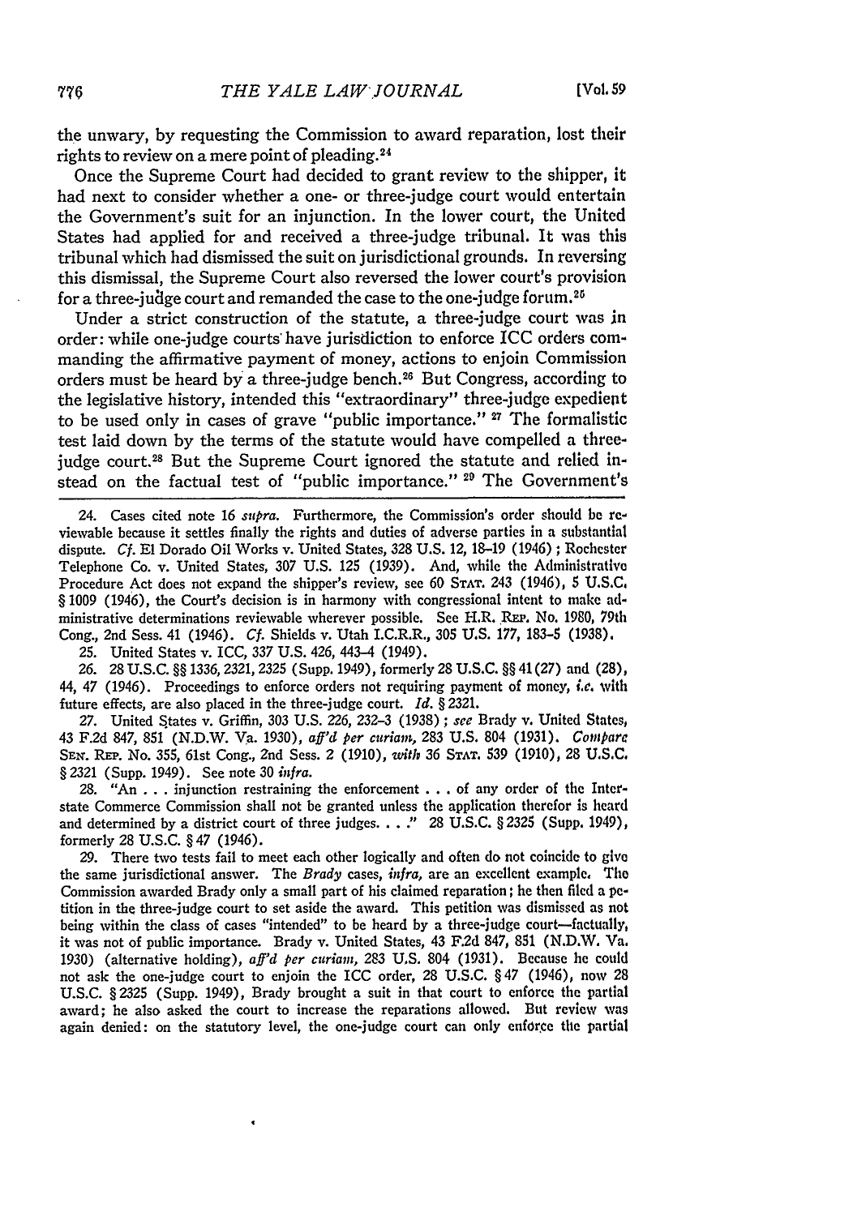the unwary, by requesting the Commission to award reparation, lost their rights to review on a mere point of pleading.[24]

Once the Supreme Court had decided to grant review to the shipper, it had next to consider whether a one- or three-judge court would entertain the Government's suit for an injunction. In the lower court, the United States had applied for and received a three-judge tribunal. It was this tribunal which had dismissed the suit on jurisdictional grounds. In reversing this dismissal, the Supreme Court also reversed the lower court's provision for a three-judge court and remanded the case to the one-judge forum.[25]

Under a strict construction of the statute, a three-judge court was in order: while one-judge courts have jurisdiction to enforce ICC orders commanding the affirmative payment of money, actions to enjoin Commission orders must be heard by a three-judge bench.[26] But Congress, according to the legislative history, intended this "extraordinary" three-judge expedient to be used only in cases of grave "public importance." [27] The formalistic test laid down by the terms of the statute would have compelled a three-judge court.[28] But the Supreme Court ignored the statute and relied instead on the factual test of "public importance." [29] The Government's

24. Cases cited note 16 *supra*. Furthermore, the Commission's order should be reviewable because it settles finally the rights and duties of adverse parties in a substantial dispute. *Cf.* El Dorado Oil Works v. United States, 328 U.S. 12, 18–19 (1946); Rochester Telephone Co. v. United States, 307 U.S. 125 (1939). And, while the Administrative Procedure Act does not expand the shipper's review, see 60 STAT. 243 (1946), 5 U.S.C. § 1009 (1946), the Court's decision is in harmony with congressional intent to make administrative determinations reviewable wherever possible. See H.R. REP. No. 1980, 79th Cong., 2nd Sess. 41 (1946). *Cf.* Shields v. Utah I.C.R.R., 305 U.S. 177, 183–5 (1938).

25. United States v. ICC, 337 U.S. 426, 443–4 (1949).

26. 28 U.S.C. §§ 1336, 2321, 2325 (Supp. 1949), formerly 28 U.S.C. §§ 41(27) and (28), 44, 47 (1946). Proceedings to enforce orders not requiring payment of money, *i.e.* with future effects, are also placed in the three-judge court. *Id.* § 2321.

27. United States v. Griffin, 303 U.S. 226, 232–3 (1938); *see* Brady v. United States, 43 F.2d 847, 851 (N.D.W. Va. 1930), *aff'd per curiam*, 283 U.S. 804 (1931). *Compare* SEN. REP. No. 355, 61st Cong., 2nd Sess. 2 (1910), *with* 36 STAT. 539 (1910), 28 U.S.C. § 2321 (Supp. 1949). See note 30 *infra*.

28. "An . . . injunction restraining the enforcement . . . of any order of the Interstate Commerce Commission shall not be granted unless the application therefor is heard and determined by a district court of three judges. . . ." 28 U.S.C. § 2325 (Supp. 1949), formerly 28 U.S.C. § 47 (1946).

29. There two tests fail to meet each other logically and often do not coincide to give the same jurisdictional answer. The *Brady* cases, *infra*, are an excellent example. The Commission awarded Brady only a small part of his claimed reparation; he then filed a petition in the three-judge court to set aside the award. This petition was dismissed as not being within the class of cases "intended" to be heard by a three-judge court—factually, it was not of public importance. Brady v. United States, 43 F.2d 847, 851 (N.D.W. Va. 1930) (alternative holding), *aff'd per curiam*, 283 U.S. 804 (1931). Because he could not ask the one-judge court to enjoin the ICC order, 28 U.S.C. § 47 (1946), now 28 U.S.C. § 2325 (Supp. 1949), Brady brought a suit in that court to enforce the partial award; he also asked the court to increase the reparations allowed. But review was again denied: on the statutory level, the one-judge court can only enforce the partial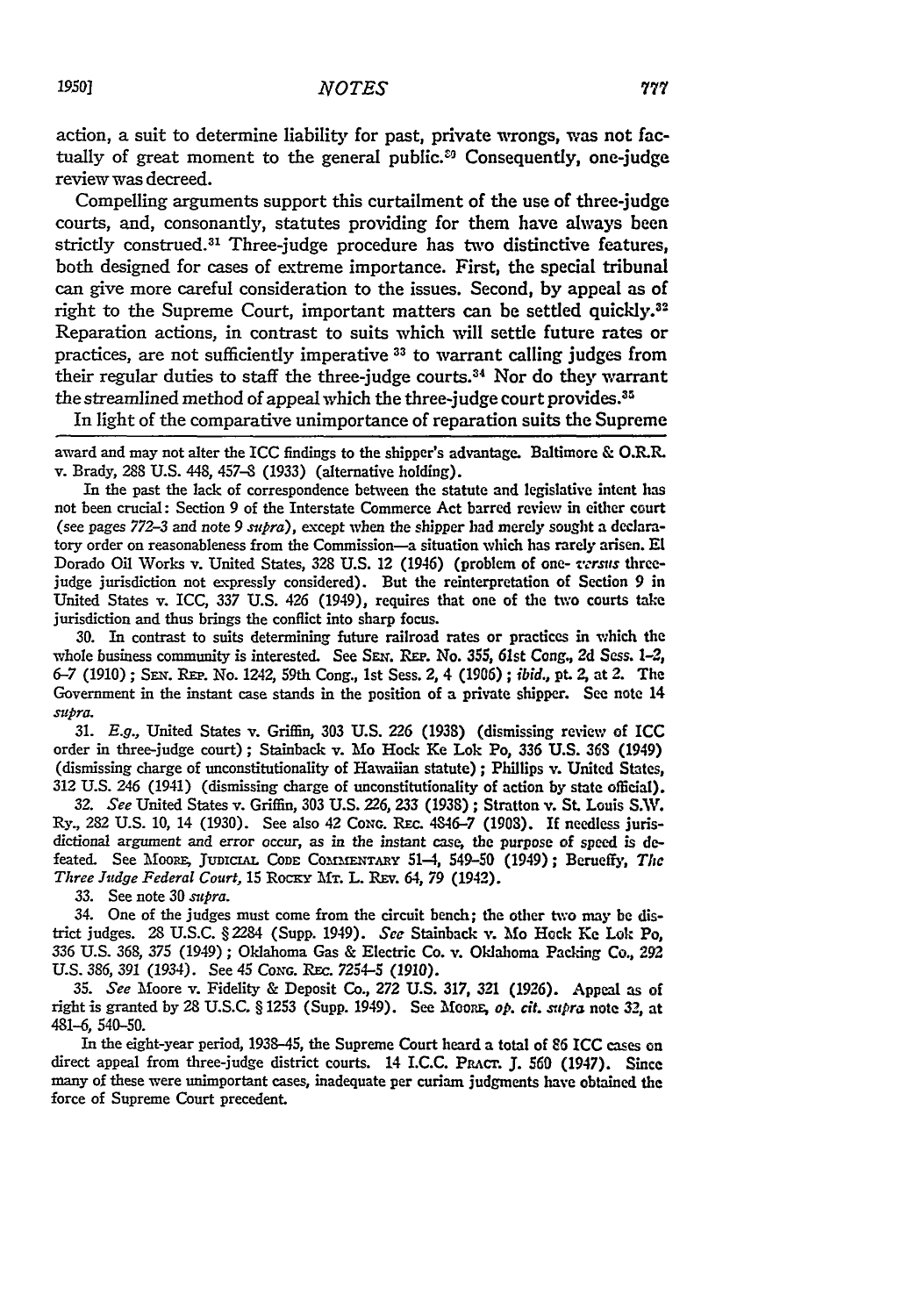action, a suit to determine liability for past, private wrongs, was not factually of great moment to the general public.[30] Consequently, one-judge review was decreed.

Compelling arguments support this curtailment of the use of three-judge courts, and, consonantly, statutes providing for them have always been strictly construed.[31] Three-judge procedure has two distinctive features, both designed for cases of extreme importance. First, the special tribunal can give more careful consideration to the issues. Second, by appeal as of right to the Supreme Court, important matters can be settled quickly.[32] Reparation actions, in contrast to suits which will settle future rates or practices, are not sufficiently imperative [33] to warrant calling judges from their regular duties to staff the three-judge courts.[34] Nor do they warrant the streamlined method of appeal which the three-judge court provides.[35]

In light of the comparative unimportance of reparation suits the Supreme

---

award and may not alter the ICC findings to the shipper's advantage. Baltimore & O.R.R. v. Brady, 288 U.S. 448, 457–8 (1933) (alternative holding).

In the past the lack of correspondence between the statute and legislative intent has not been crucial: Section 9 of the Interstate Commerce Act barred review in either court (see pages 772–3 and note 9 *supra*), except when the shipper had merely sought a declaratory order on reasonableness from the Commission—a situation which has rarely arisen. El Dorado Oil Works v. United States, 328 U.S. 12 (1946) (problem of one- *versus* three-judge jurisdiction not expressly considered). But the reinterpretation of Section 9 in United States v. ICC, 337 U.S. 426 (1949), requires that one of the two courts take jurisdiction and thus brings the conflict into sharp focus.

30. In contrast to suits determining future railroad rates or practices in which the whole business community is interested. See Sen. Rep. No. 355, 61st Cong., 2d Sess. 1–2, 6–7 (1910); Sen. Rep. No. 1242, 59th Cong., 1st Sess. 2, 4 (1906); *ibid.*, pt. 2, at 2. The Government in the instant case stands in the position of a private shipper. See note 14 *supra*.

31. *E.g.*, United States v. Griffin, 303 U.S. 226 (1938) (dismissing review of ICC order in three-judge court); Stainback v. Mo Hock Ke Lok Po, 336 U.S. 368 (1949) (dismissing charge of unconstitutionality of Hawaiian statute); Phillips v. United States, 312 U.S. 246 (1941) (dismissing charge of unconstitutionality of action by state official).

32. *See* United States v. Griffin, 303 U.S. 226, 233 (1938); Stratton v. St. Louis S.W. Ry., 282 U.S. 10, 14 (1930). See also 42 Cong. Rec. 4846–7 (1908). If needless jurisdictional argument and error occur, as in the instant case, the purpose of speed is defeated. See Moore, Judicial Code Commentary 51–4, 549–50 (1949); Berueffy, *The Three Judge Federal Court*, 15 Rocky Mt. L. Rev. 64, 79 (1942).

33. See note 30 *supra*.

34. One of the judges must come from the circuit bench; the other two may be district judges. 28 U.S.C. § 2284 (Supp. 1949). *See* Stainback v. Mo Hock Ke Lok Po, 336 U.S. 368, 375 (1949); Oklahoma Gas & Electric Co. v. Oklahoma Packing Co., 292 U.S. 386, 391 (1934). See 45 Cong. Rec. 7254–5 (1910).

35. *See* Moore v. Fidelity & Deposit Co., 272 U.S. 317, 321 (1926). Appeal as of right is granted by 28 U.S.C. § 1253 (Supp. 1949). See Moore, *op. cit. supra* note 32, at 481–6, 540–50.

In the eight-year period, 1938–45, the Supreme Court heard a total of 86 ICC cases on direct appeal from three-judge district courts. 14 I.C.C. Pract. J. 560 (1947). Since many of these were unimportant cases, inadequate per curiam judgments have obtained the force of Supreme Court precedent.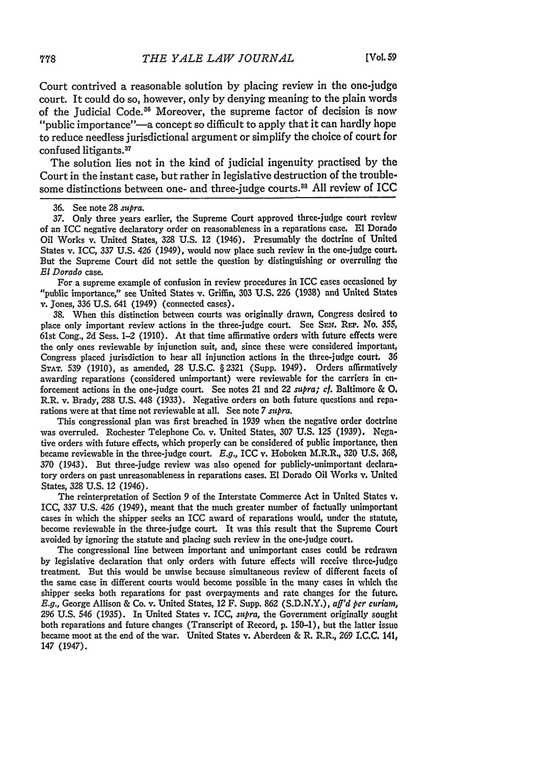Court contrived a reasonable solution by placing review in the one-judge court. It could do so, however, only by denying meaning to the plain words of the Judicial Code.[36] Moreover, the supreme factor of decision is now "public importance"—a concept so difficult to apply that it can hardly hope to reduce needless jurisdictional argument or simplify the choice of court for confused litigants.[37]

The solution lies not in the kind of judicial ingenuity practised by the Court in the instant case, but rather in legislative destruction of the troublesome distinctions between one- and three-judge courts.[38] All review of ICC

---

36. See note 28 *supra*.

37. Only three years earlier, the Supreme Court approved three-judge court review of an ICC negative declaratory order on reasonableness in a reparations case. El Dorado Oil Works v. United States, 328 U.S. 12 (1946). Presumably the doctrine of United States v. ICC, 337 U.S. 426 (1949), would now place such review in the one-judge court. But the Supreme Court did not settle the question by distinguishing or overruling the *El Dorado* case.

For a supreme example of confusion in review procedures in ICC cases occasioned by "public importance," see United States v. Griffin, 303 U.S. 226 (1938) and United States v. Jones, 336 U.S. 641 (1949) (connected cases).

38. When this distinction between courts was originally drawn, Congress desired to place only important review actions in the three-judge court. See SEN. REP. No. 355, 61st Cong., 2d Sess. 1–2 (1910). At that time affirmative orders with future effects were the only ones reviewable by injunction suit, and, since these were considered important, Congress placed jurisdiction to hear all injunction actions in the three-judge court. 36 STAT. 539 (1910), as amended, 28 U.S.C. § 2321 (Supp. 1949). Orders affirmatively awarding reparations (considered unimportant) were reviewable for the carriers in enforcement actions in the one-judge court. See notes 21 and 22 *supra*; *cf.* Baltimore & O. R.R. v. Brady, 288 U.S. 448 (1933). Negative orders on both future questions and reparations were at that time not reviewable at all. See note 7 *supra*.

This congressional plan was first breached in 1939 when the negative order doctrine was overruled. Rochester Telephone Co. v. United States, 307 U.S. 125 (1939). Negative orders with future effects, which properly can be considered of public importance, then became reviewable in the three-judge court. *E.g.*, ICC v. Hoboken M.R.R., 320 U.S. 368, 370 (1943). But three-judge review was also opened for publicly-unimportant declaratory orders on past unreasonableness in reparations cases. El Dorado Oil Works v. United States, 328 U.S. 12 (1946).

The reinterpretation of Section 9 of the Interstate Commerce Act in United States v. ICC, 337 U.S. 426 (1949), meant that the much greater number of factually unimportant cases in which the shipper seeks an ICC award of reparations would, under the statute, become reviewable in the three-judge court. It was this result that the Supreme Court avoided by ignoring the statute and placing such review in the one-judge court.

The congressional line between important and unimportant cases could be redrawn by legislative declaration that only orders with future effects will receive three-judge treatment. But this would be unwise because simultaneous review of different facets of the same case in different courts would become possible in the many cases in which the shipper seeks both reparations for past overpayments and rate changes for the future. *E.g.*, George Allison & Co. v. United States, 12 F. Supp. 862 (S.D.N.Y.), *aff'd per curiam*, 296 U.S. 546 (1935). In United States v. ICC, *supra*, the Government originally sought both reparations and future changes (Transcript of Record, p. 150–1), but the latter issue became moot at the end of the war. United States v. Aberdeen & R. R.R., 269 I.C.C. 141, 147 (1947).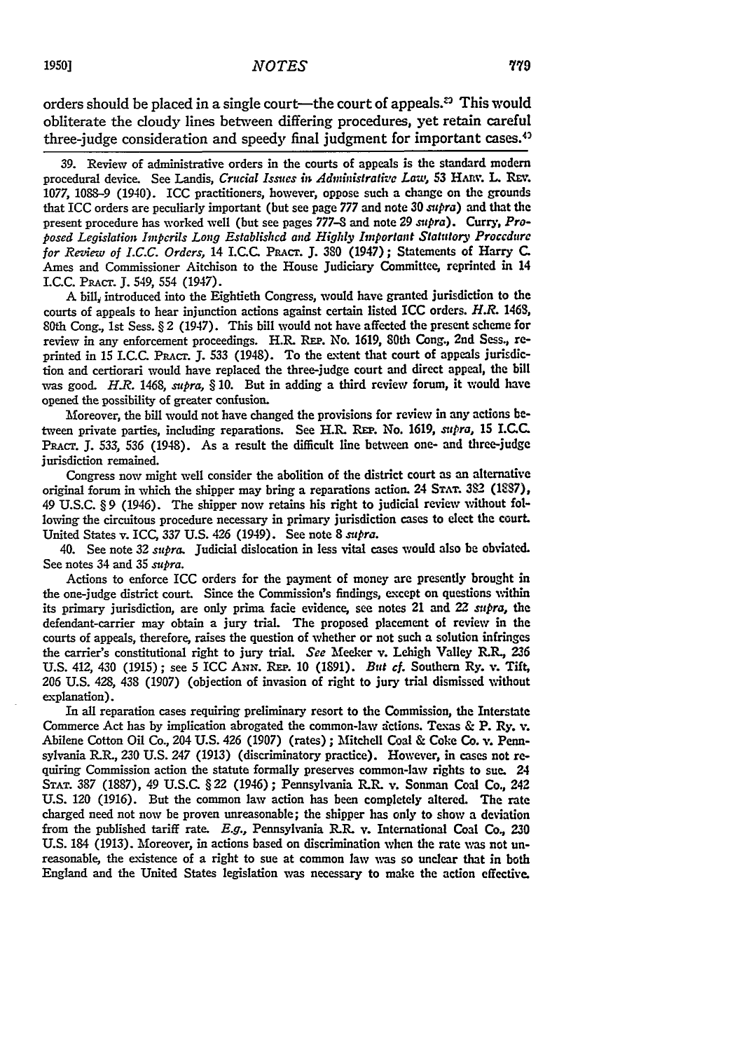orders should be placed in a single court—the court of appeals.[39] This would obliterate the cloudy lines between differing procedures, yet retain careful three-judge consideration and speedy final judgment for important cases.[40]

39. Review of administrative orders in the courts of appeals is the standard modern procedural device. See Landis, *Crucial Issues in Administrative Law*, 53 HARV. L. REV. 1077, 1088-9 (1940). ICC practitioners, however, oppose such a change on the grounds that ICC orders are peculiarly important (but see page 777 and note 30 *supra*) and that the present procedure has worked well (but see pages 777-8 and note 29 *supra*). Curry, *Proposed Legislation Imperils Long Established and Highly Important Statutory Procedure for Review of I.C.C. Orders*, 14 I.C.C. PRACT. J. 380 (1947); Statements of Harry C. Ames and Commissioner Aitchison to the House Judiciary Committee, reprinted in 14 I.C.C. PRACT. J. 549, 554 (1947).

A bill, introduced into the Eightieth Congress, would have granted jurisdiction to the courts of appeals to hear injunction actions against certain listed ICC orders. *H.R.* 1468, 80th Cong., 1st Sess. § 2 (1947). This bill would not have affected the present scheme for review in any enforcement proceedings. H.R. REP. No. 1619, 80th Cong., 2nd Sess., reprinted in 15 I.C.C. PRACT. J. 533 (1948). To the extent that court of appeals jurisdiction and certiorari would have replaced the three-judge court and direct appeal, the bill was good. *H.R.* 1468, *supra*, § 10. But in adding a third review forum, it would have opened the possibility of greater confusion.

Moreover, the bill would not have changed the provisions for review in any actions between private parties, including reparations. See H.R. REP. No. 1619, *supra*, 15 I.C.C. PRACT. J. 533, 536 (1948). As a result the difficult line between one- and three-judge jurisdiction remained.

Congress now might well consider the abolition of the district court as an alternative original forum in which the shipper may bring a reparations action. 24 STAT. 382 (1887), 49 U.S.C. § 9 (1946). The shipper now retains his right to judicial review without following the circuitous procedure necessary in primary jurisdiction cases to elect the court. United States v. ICC, 337 U.S. 426 (1949). See note 8 *supra*.

40. See note 32 *supra*. Judicial dislocation in less vital cases would also be obviated. See notes 34 and 35 *supra*.

Actions to enforce ICC orders for the payment of money are presently brought in the one-judge district court. Since the Commission's findings, except on questions within its primary jurisdiction, are only prima facie evidence, see notes 21 and 22 *supra*, the defendant-carrier may obtain a jury trial. The proposed placement of review in the courts of appeals, therefore, raises the question of whether or not such a solution infringes the carrier's constitutional right to jury trial. *See* Meeker v. Lehigh Valley R.R., 236 U.S. 412, 430 (1915); see 5 ICC ANN. REP. 10 (1891). *But cf.* Southern Ry. v. Tift, 206 U.S. 428, 438 (1907) (objection of invasion of right to jury trial dismissed without explanation).

In all reparation cases requiring preliminary resort to the Commission, the Interstate Commerce Act has by implication abrogated the common-law actions. Texas & P. Ry. v. Abilene Cotton Oil Co., 204 U.S. 426 (1907) (rates); Mitchell Coal & Coke Co. v. Pennsylvania R.R., 230 U.S. 247 (1913) (discriminatory practice). However, in cases not requiring Commission action the statute formally preserves common-law rights to sue. 24 STAT. 387 (1887), 49 U.S.C. § 22 (1946); Pennsylvania R.R. v. Sonman Coal Co., 242 U.S. 120 (1916). But the common law action has been completely altered. The rate charged need not now be proven unreasonable; the shipper has only to show a deviation from the published tariff rate. *E.g.*, Pennsylvania R.R. v. International Coal Co., 230 U.S. 184 (1913). Moreover, in actions based on discrimination when the rate was not unreasonable, the existence of a right to sue at common law was so unclear that in both England and the United States legislation was necessary to make the action effective.